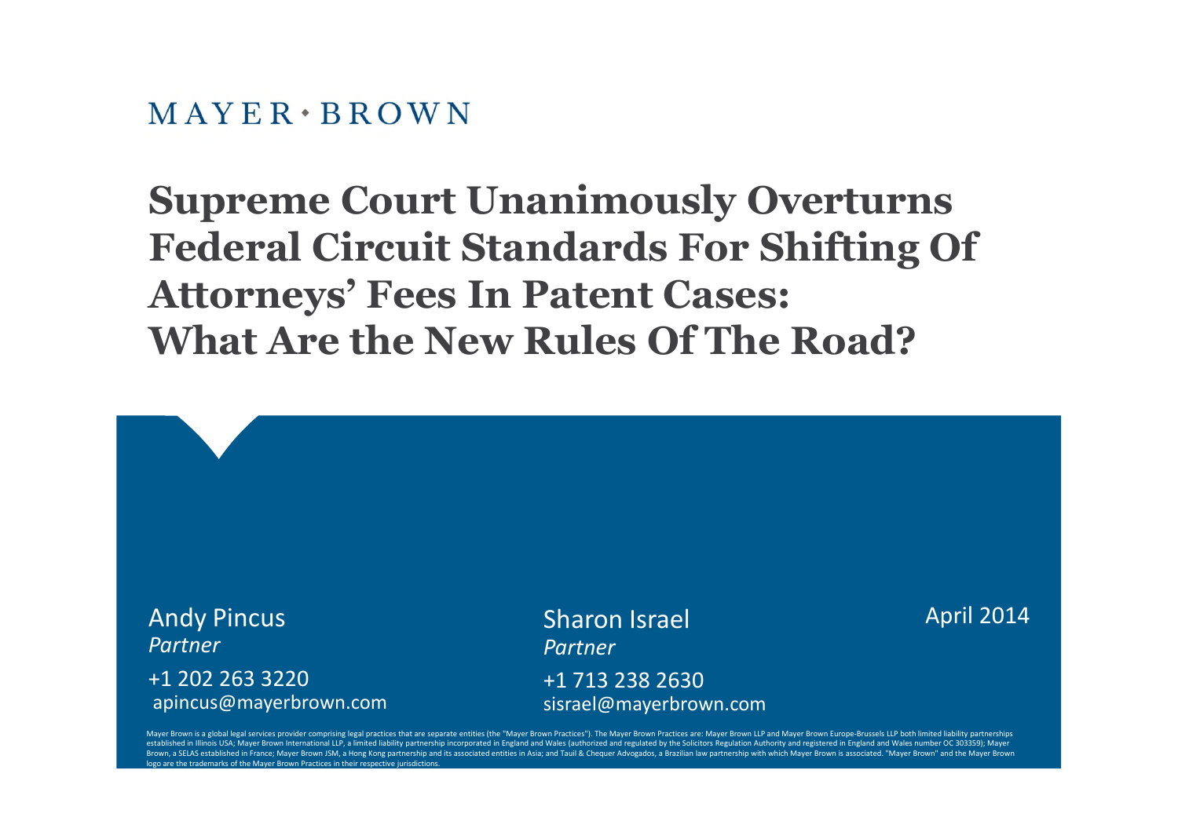MAYER • BROWN

# Supreme Court Unanimously Overturns Federal Circuit Standards For Shifting Of Attorneys' Fees In Patent Cases: What Are the New Rules Of The Road?

Andy Pincus
*Partner*
+1 202 263 3220
apincus@mayerbrown.com

Sharon Israel
*Partner*
+1 713 238 2630
sisrael@mayerbrown.com

April 2014

Mayer Brown is a global legal services provider comprising legal practices that are separate entities (the "Mayer Brown Practices"). The Mayer Brown Practices are: Mayer Brown LLP and Mayer Brown Europe-Brussels LLP both limited liability partnerships established in Illinois USA; Mayer Brown International LLP, a limited liability partnership incorporated in England and Wales (authorized and regulated by the Solicitors Regulation Authority and registered in England and Wales number OC 303359); Mayer Brown, a SELAS established in France; Mayer Brown JSM, a Hong Kong partnership and its associated entities in Asia; and Tauil & Chequer Advogados, a Brazilian law partnership with which Mayer Brown is associated. "Mayer Brown" and the Mayer Brown logo are the trademarks of the Mayer Brown Practices in their respective jurisdictions.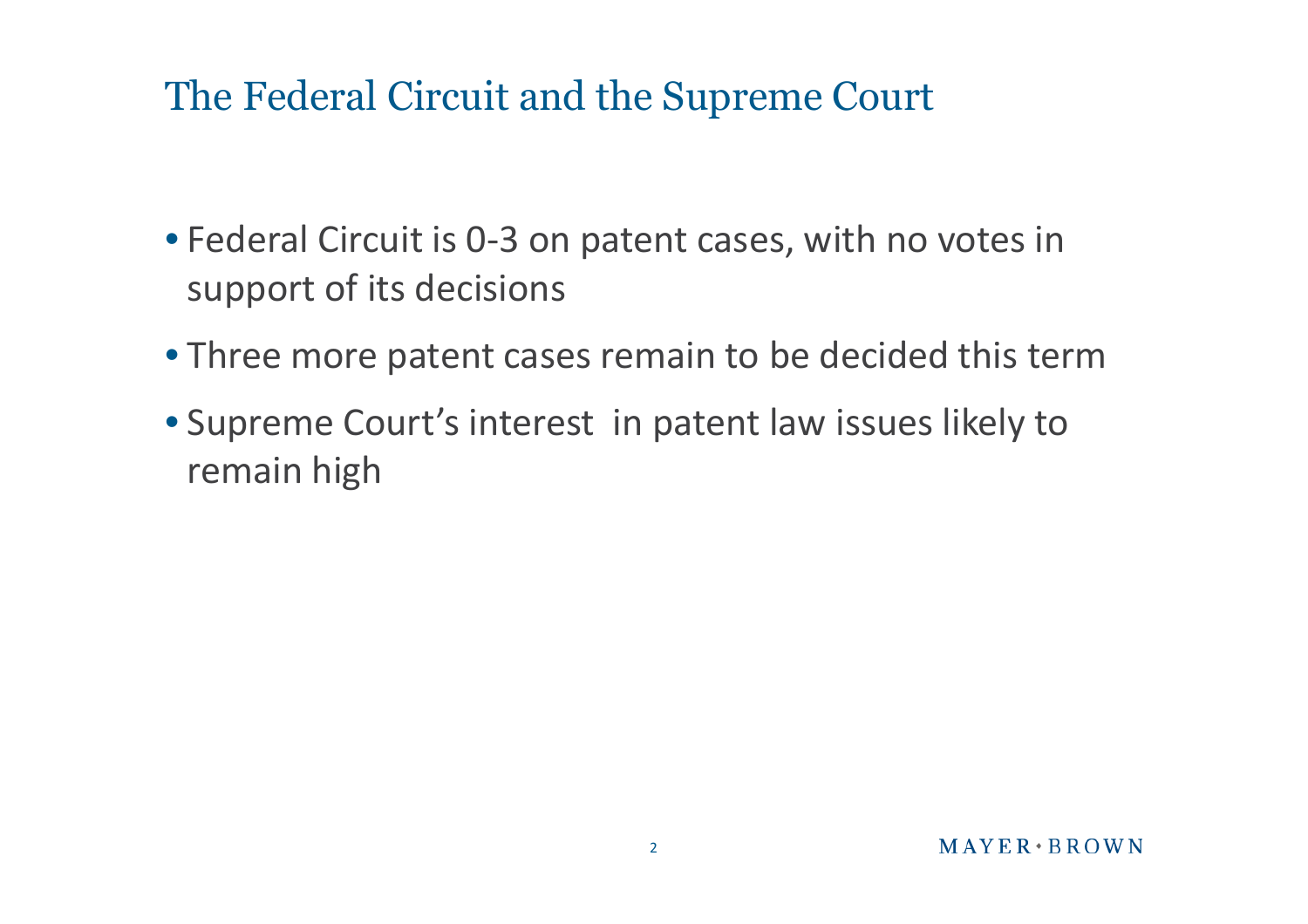# The Federal Circuit and the Supreme Court

- Federal Circuit is 0-3 on patent cases, with no votes in support of its decisions
- Three more patent cases remain to be decided this term
- Supreme Court's interest in patent law issues likely to remain high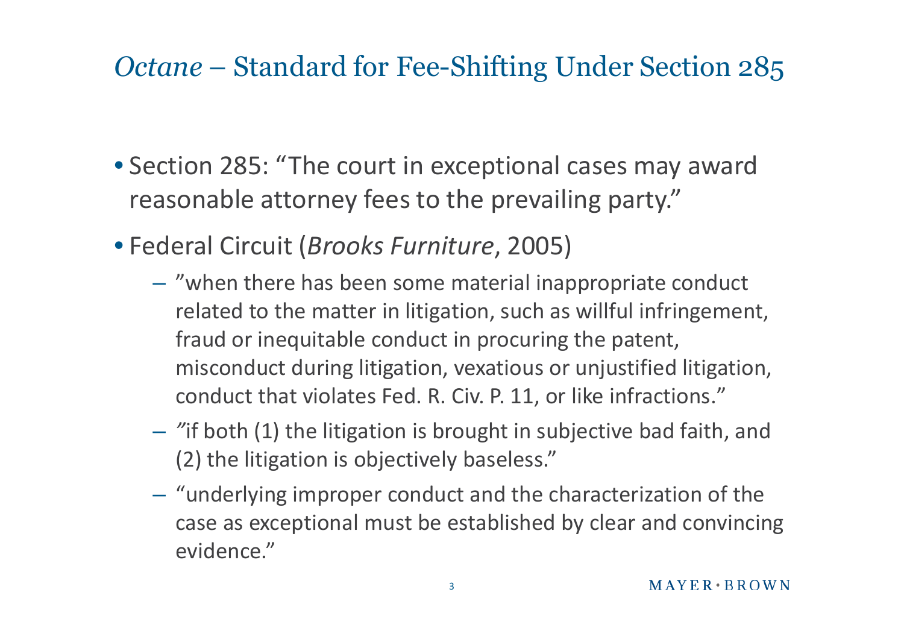# *Octane* – Standard for Fee-Shifting Under Section 285

- Section 285: "The court in exceptional cases may award reasonable attorney fees to the prevailing party."
- Federal Circuit (*Brooks Furniture*, 2005)
  - "when there has been some material inappropriate conduct related to the matter in litigation, such as willful infringement, fraud or inequitable conduct in procuring the patent, misconduct during litigation, vexatious or unjustified litigation, conduct that violates Fed. R. Civ. P. 11, or like infractions."
  - "if both (1) the litigation is brought in subjective bad faith, and (2) the litigation is objectively baseless."
  - "underlying improper conduct and the characterization of the case as exceptional must be established by clear and convincing evidence."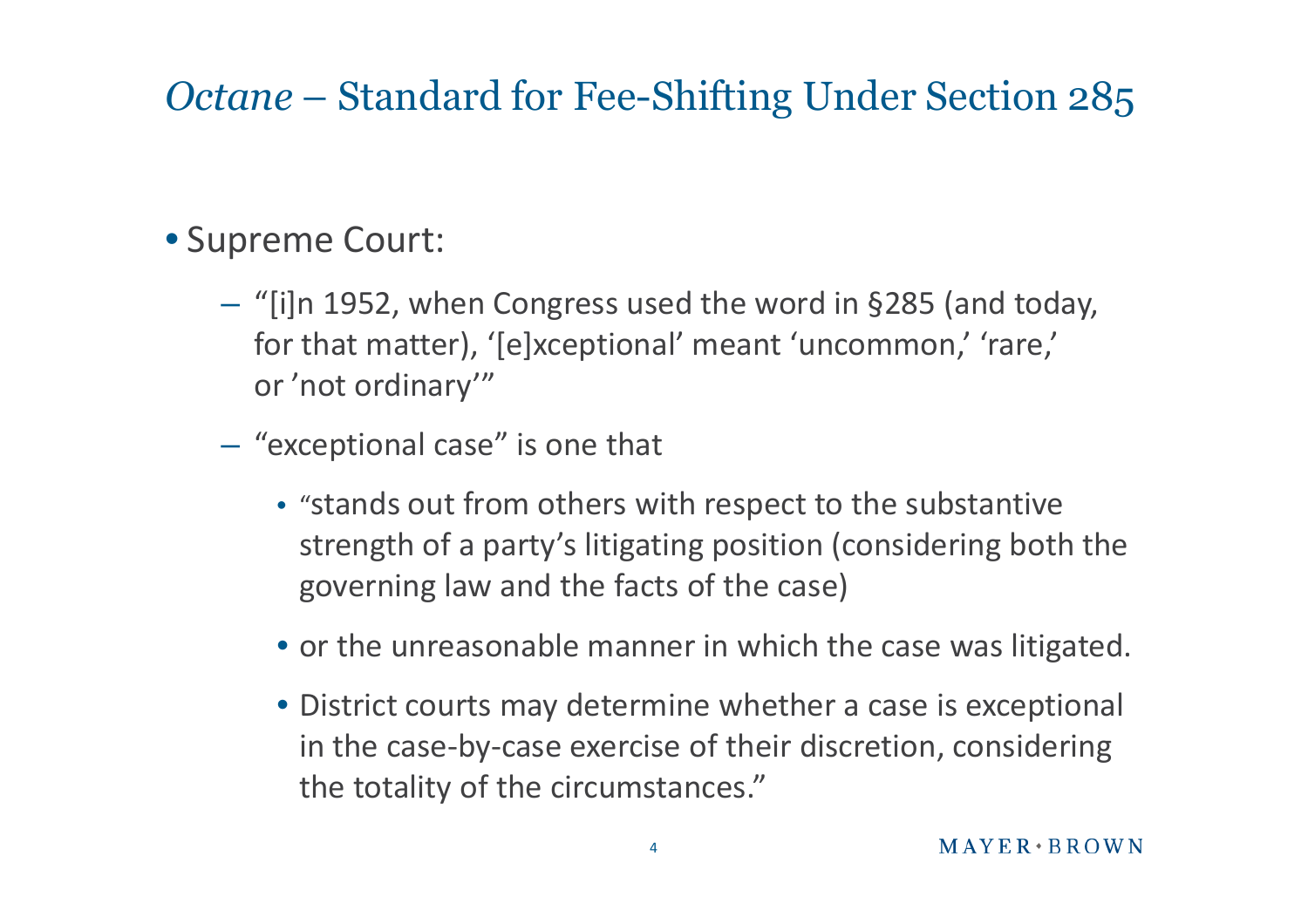# *Octane* – Standard for Fee-Shifting Under Section 285

- Supreme Court:
  - "[i]n 1952, when Congress used the word in §285 (and today, for that matter), '[e]xceptional' meant 'uncommon,' 'rare,' or 'not ordinary'"
  - "exceptional case" is one that
    - "stands out from others with respect to the substantive strength of a party's litigating position (considering both the governing law and the facts of the case)
    - or the unreasonable manner in which the case was litigated.
    - District courts may determine whether a case is exceptional in the case-by-case exercise of their discretion, considering the totality of the circumstances."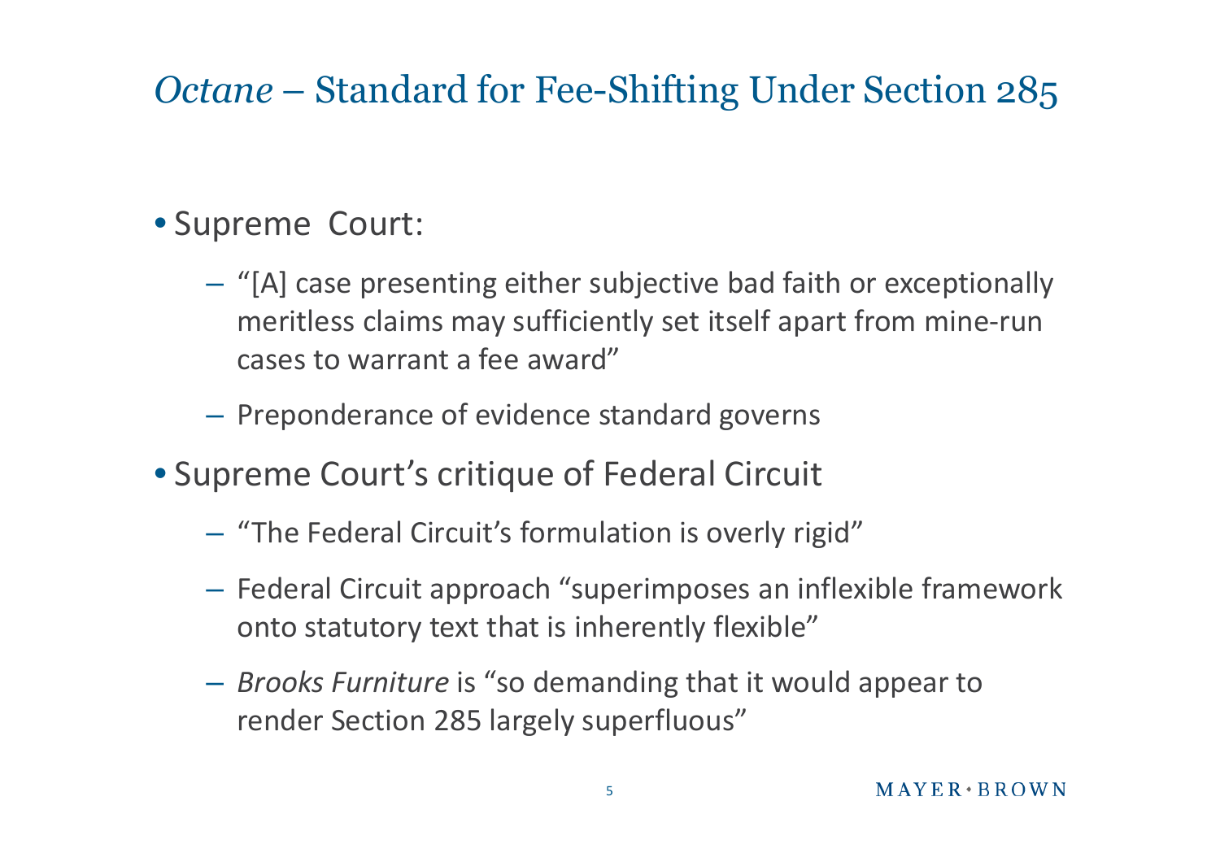# *Octane* – Standard for Fee-Shifting Under Section 285

- Supreme Court:
  - "[A] case presenting either subjective bad faith or exceptionally meritless claims may sufficiently set itself apart from mine-run cases to warrant a fee award"
  - Preponderance of evidence standard governs
- Supreme Court's critique of Federal Circuit
  - "The Federal Circuit's formulation is overly rigid"
  - Federal Circuit approach "superimposes an inflexible framework onto statutory text that is inherently flexible"
  - *Brooks Furniture* is "so demanding that it would appear to render Section 285 largely superfluous"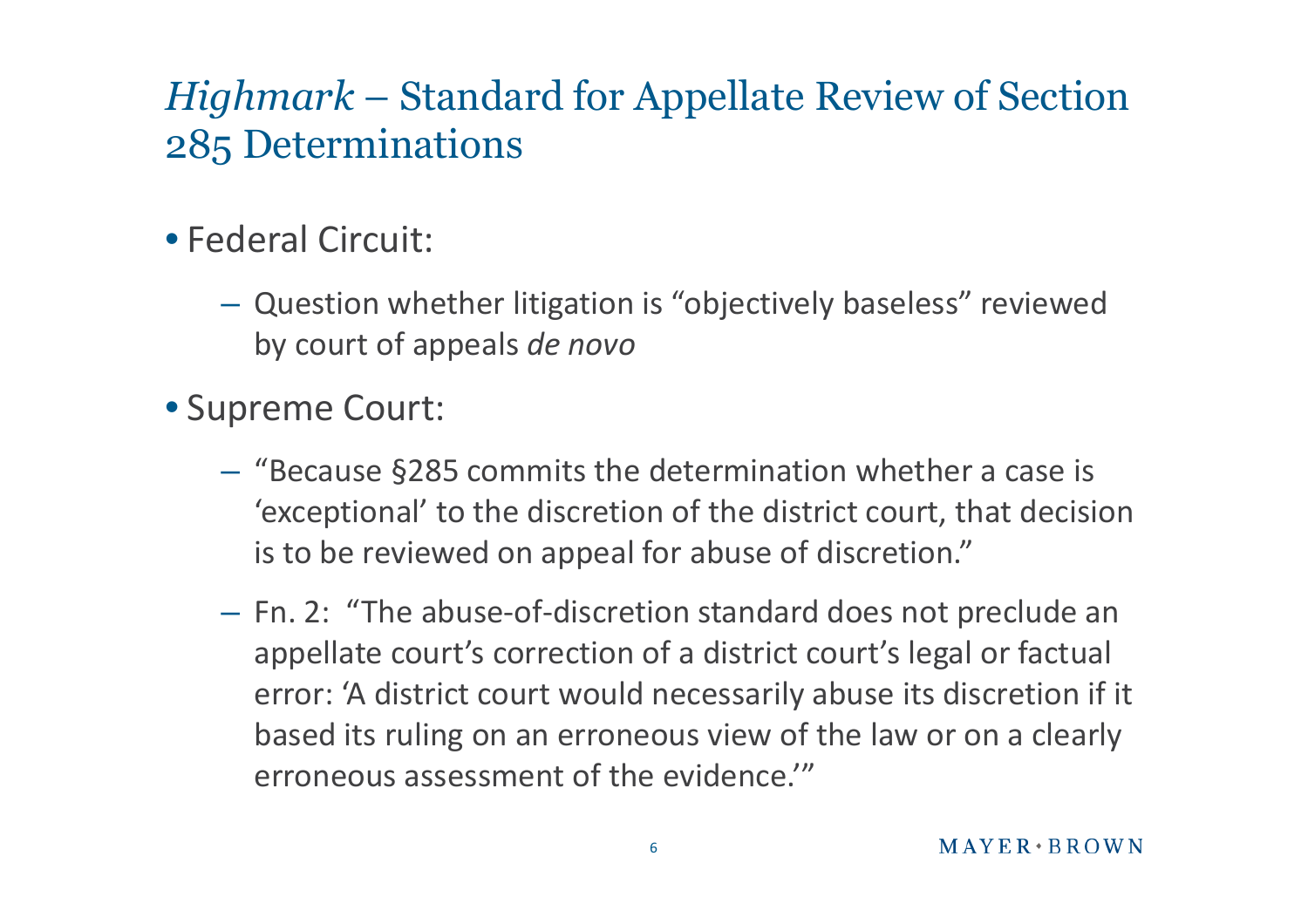# *Highmark* – Standard for Appellate Review of Section 285 Determinations

- Federal Circuit:
  - Question whether litigation is "objectively baseless" reviewed by court of appeals *de novo*
- Supreme Court:
  - "Because §285 commits the determination whether a case is 'exceptional' to the discretion of the district court, that decision is to be reviewed on appeal for abuse of discretion."
  - Fn. 2: "The abuse-of-discretion standard does not preclude an appellate court's correction of a district court's legal or factual error: 'A district court would necessarily abuse its discretion if it based its ruling on an erroneous view of the law or on a clearly erroneous assessment of the evidence.'"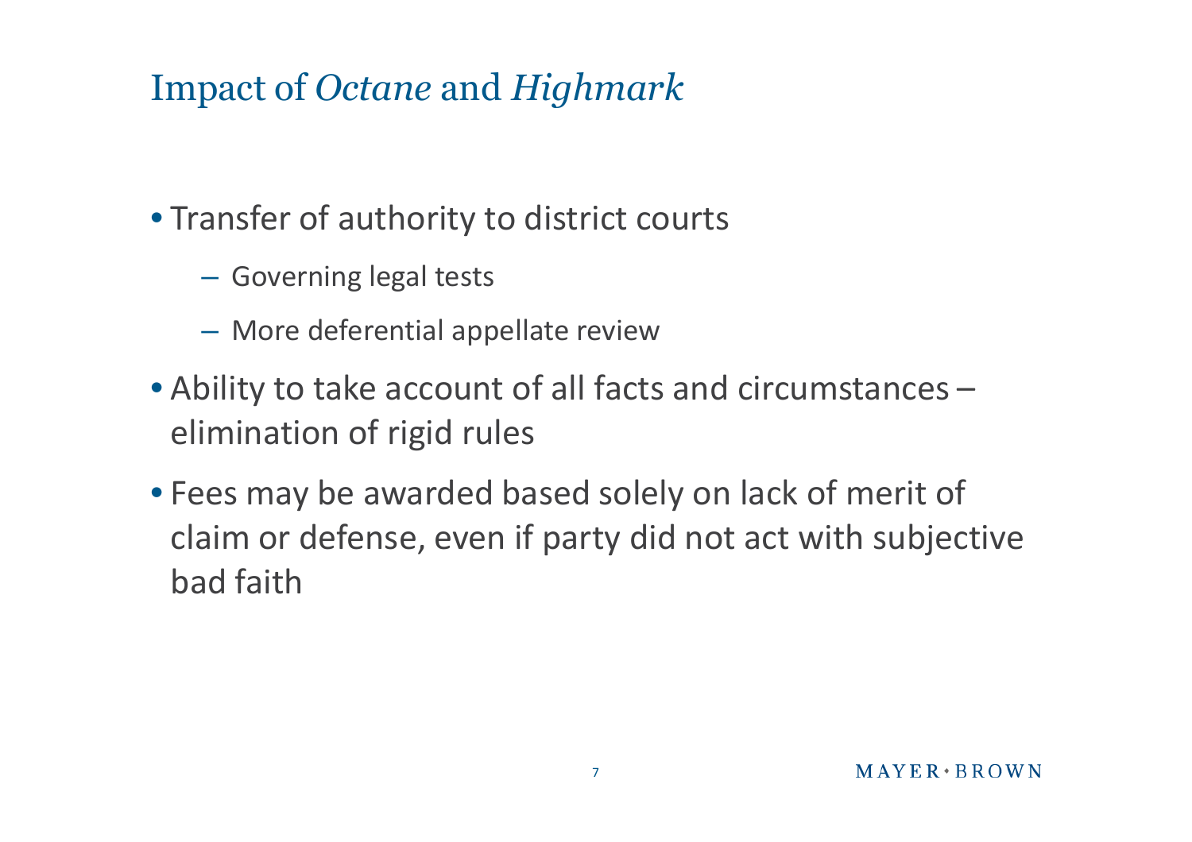# Impact of *Octane* and *Highmark*

- Transfer of authority to district courts
  - Governing legal tests
  - More deferential appellate review
- Ability to take account of all facts and circumstances – elimination of rigid rules
- Fees may be awarded based solely on lack of merit of claim or defense, even if party did not act with subjective bad faith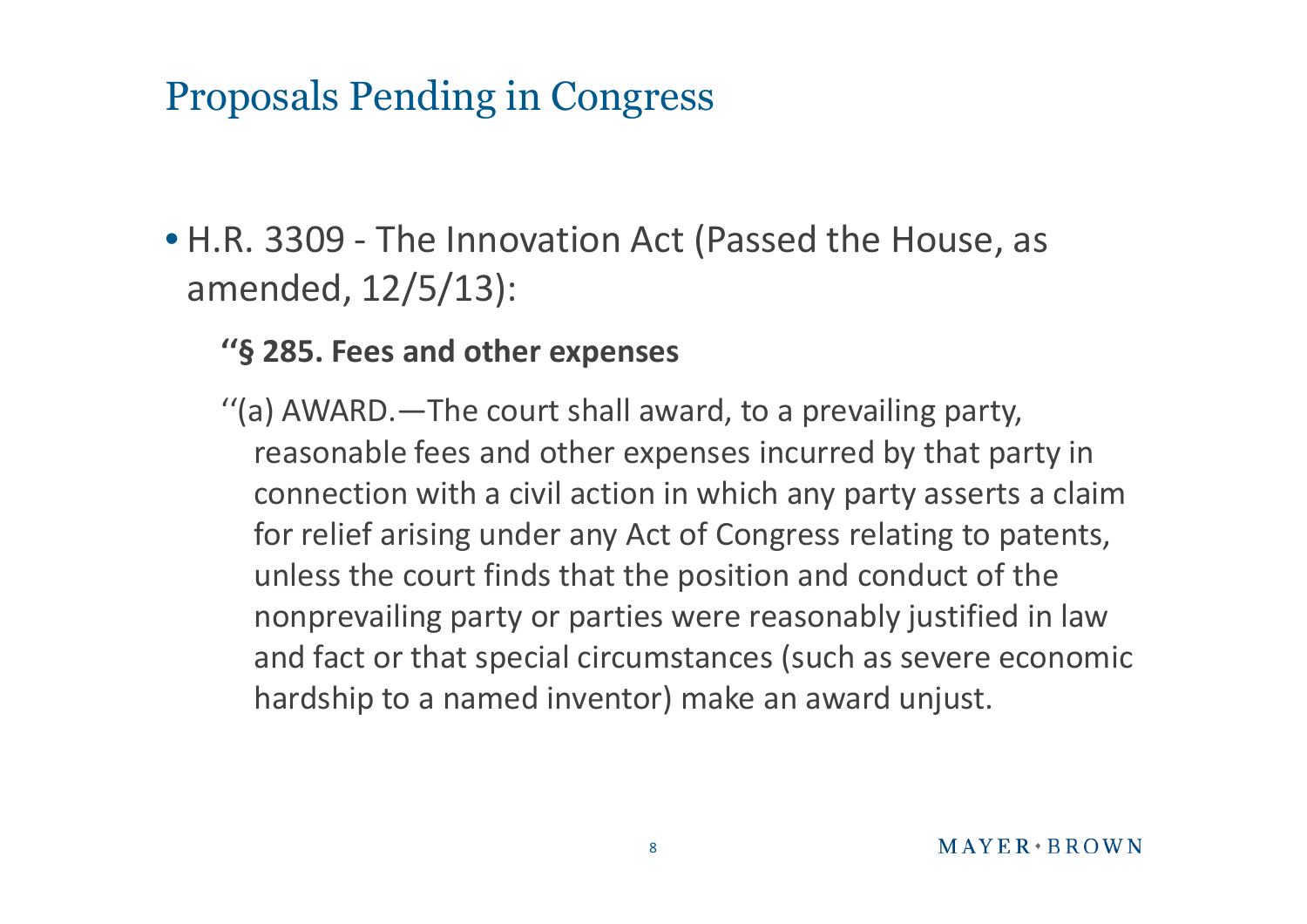# Proposals Pending in Congress

- H.R. 3309 - The Innovation Act (Passed the House, as amended, 12/5/13):

  **''§ 285. Fees and other expenses**

  ''(a) AWARD.—The court shall award, to a prevailing party, reasonable fees and other expenses incurred by that party in connection with a civil action in which any party asserts a claim for relief arising under any Act of Congress relating to patents, unless the court finds that the position and conduct of the nonprevailing party or parties were reasonably justified in law and fact or that special circumstances (such as severe economic hardship to a named inventor) make an award unjust.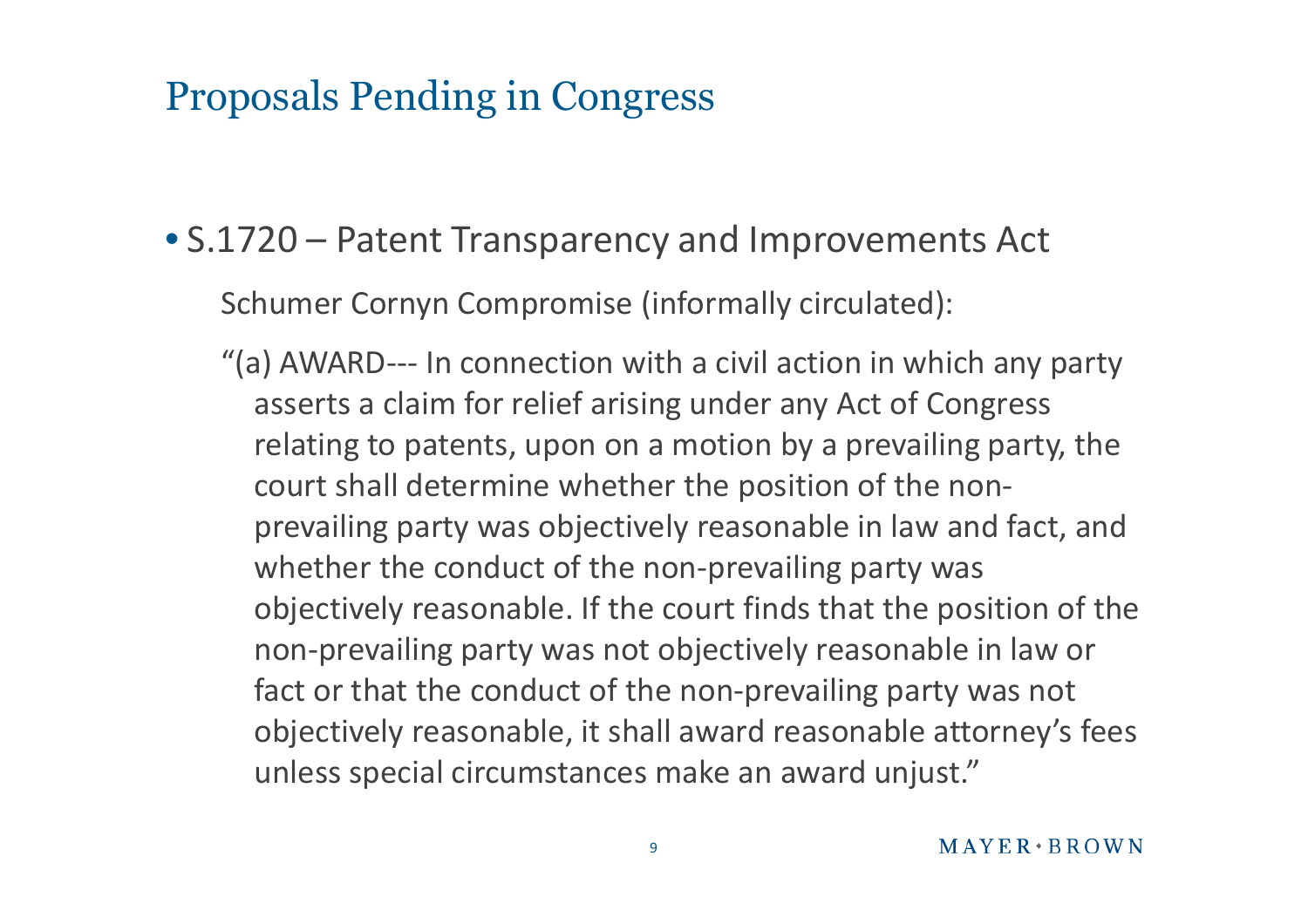# Proposals Pending in Congress

- S.1720 – Patent Transparency and Improvements Act

  Schumer Cornyn Compromise (informally circulated):

  "(a) AWARD--- In connection with a civil action in which any party asserts a claim for relief arising under any Act of Congress relating to patents, upon on a motion by a prevailing party, the court shall determine whether the position of the non-prevailing party was objectively reasonable in law and fact, and whether the conduct of the non-prevailing party was objectively reasonable. If the court finds that the position of the non-prevailing party was not objectively reasonable in law or fact or that the conduct of the non-prevailing party was not objectively reasonable, it shall award reasonable attorney's fees unless special circumstances make an award unjust."